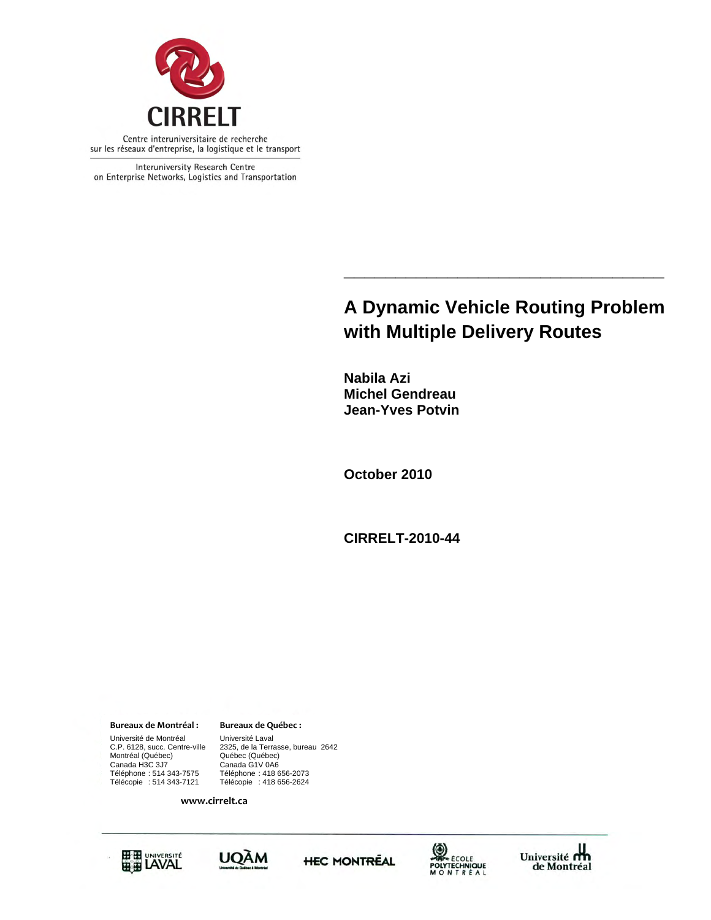CIRRELT

Centre interuniversitaire de recherche sur les réseaux d'entreprise, la logistique et le transport

Interuniversity Research Centre on Enterprise Networks, Logistics and Transportation

# A Dynamic Vehicle Routing Problem with Multiple Delivery Routes

**Nabila Azi**
**Michel Gendreau**
**Jean-Yves Potvin**

**October 2010**

**CIRRELT-2010-44**

**Bureaux de Montréal :**
Université de Montréal
C.P. 6128, succ. Centre-ville
Montréal (Québec)
Canada H3C 3J7
Téléphone : 514 343-7575
Télécopie : 514 343-7121

**Bureaux de Québec :**
Université Laval
2325, de la Terrasse, bureau 2642
Québec (Québec)
Canada G1V 0A6
Téléphone : 418 656-2073
Télécopie : 418 656-2624

**www.cirrelt.ca**

Université Laval · UQÀM · HEC Montréal · École Polytechnique Montréal · Université de Montréal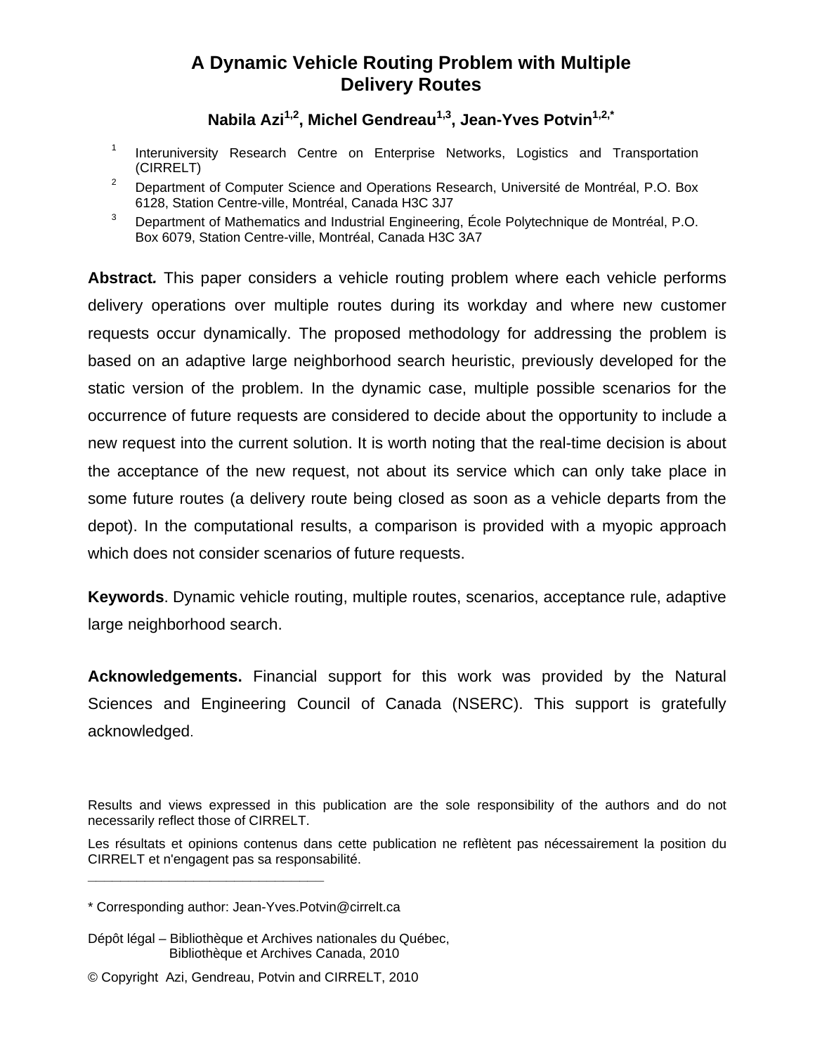# A Dynamic Vehicle Routing Problem with Multiple Delivery Routes

**Nabila Azi[1,2], Michel Gendreau[1,3], Jean-Yves Potvin[1,2,*]**

[1] Interuniversity Research Centre on Enterprise Networks, Logistics and Transportation (CIRRELT)

[2] Department of Computer Science and Operations Research, Université de Montréal, P.O. Box 6128, Station Centre-ville, Montréal, Canada H3C 3J7

[3] Department of Mathematics and Industrial Engineering, École Polytechnique de Montréal, P.O. Box 6079, Station Centre-ville, Montréal, Canada H3C 3A7

**Abstract.** This paper considers a vehicle routing problem where each vehicle performs delivery operations over multiple routes during its workday and where new customer requests occur dynamically. The proposed methodology for addressing the problem is based on an adaptive large neighborhood search heuristic, previously developed for the static version of the problem. In the dynamic case, multiple possible scenarios for the occurrence of future requests are considered to decide about the opportunity to include a new request into the current solution. It is worth noting that the real-time decision is about the acceptance of the new request, not about its service which can only take place in some future routes (a delivery route being closed as soon as a vehicle departs from the depot). In the computational results, a comparison is provided with a myopic approach which does not consider scenarios of future requests.

**Keywords**. Dynamic vehicle routing, multiple routes, scenarios, acceptance rule, adaptive large neighborhood search.

**Acknowledgements.** Financial support for this work was provided by the Natural Sciences and Engineering Council of Canada (NSERC). This support is gratefully acknowledged.

Results and views expressed in this publication are the sole responsibility of the authors and do not necessarily reflect those of CIRRELT.

Les résultats et opinions contenus dans cette publication ne reflètent pas nécessairement la position du CIRRELT et n'engagent pas sa responsabilité.

\* Corresponding author: Jean-Yves.Potvin@cirrelt.ca

Dépôt légal – Bibliothèque et Archives nationales du Québec,
Bibliothèque et Archives Canada, 2010

© Copyright Azi, Gendreau, Potvin and CIRRELT, 2010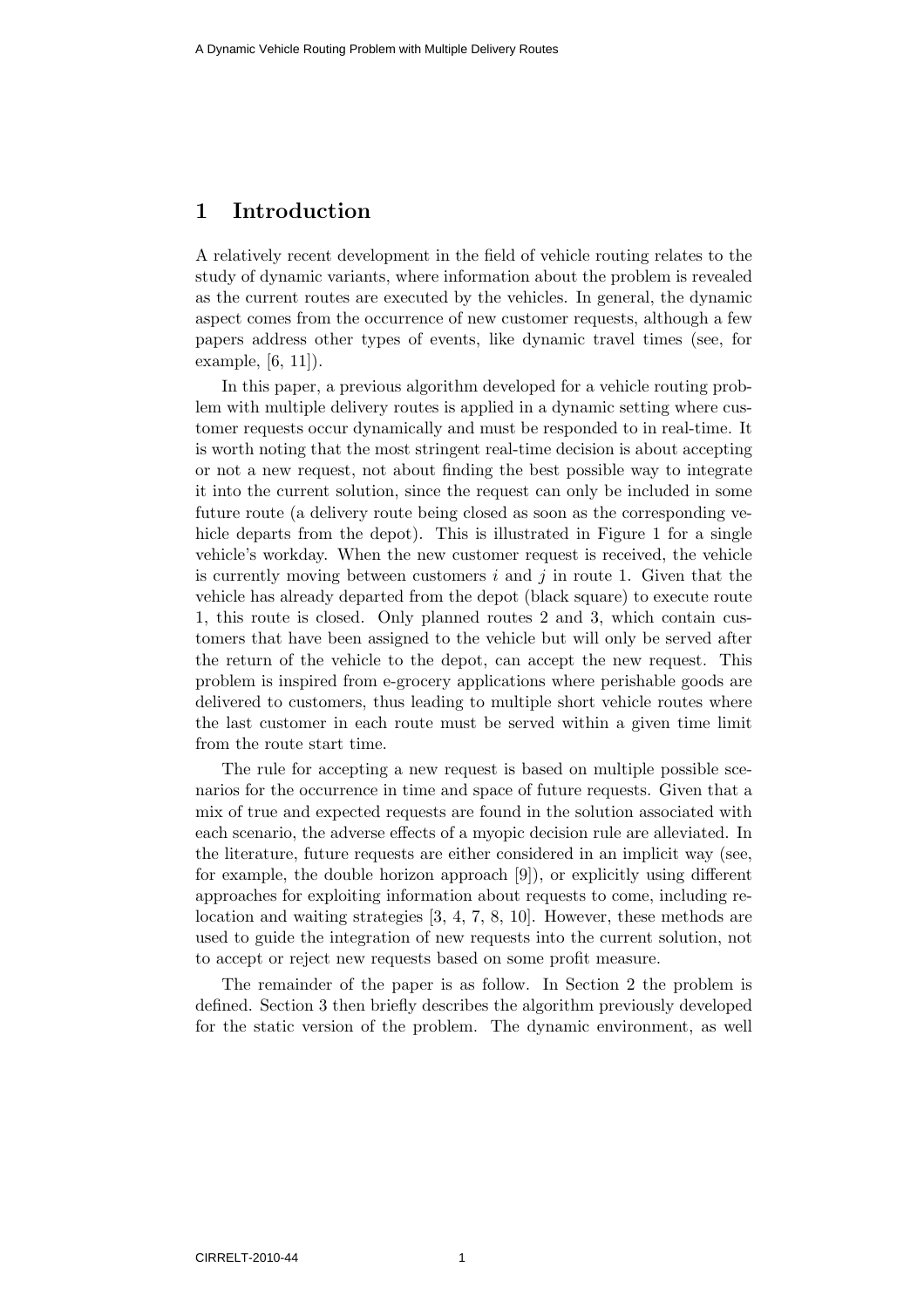# 1 Introduction

A relatively recent development in the field of vehicle routing relates to the study of dynamic variants, where information about the problem is revealed as the current routes are executed by the vehicles. In general, the dynamic aspect comes from the occurrence of new customer requests, although a few papers address other types of events, like dynamic travel times (see, for example, [6, 11]).

In this paper, a previous algorithm developed for a vehicle routing problem with multiple delivery routes is applied in a dynamic setting where customer requests occur dynamically and must be responded to in real-time. It is worth noting that the most stringent real-time decision is about accepting or not a new request, not about finding the best possible way to integrate it into the current solution, since the request can only be included in some future route (a delivery route being closed as soon as the corresponding vehicle departs from the depot). This is illustrated in Figure 1 for a single vehicle's workday. When the new customer request is received, the vehicle is currently moving between customers $i$ and $j$ in route 1. Given that the vehicle has already departed from the depot (black square) to execute route 1, this route is closed. Only planned routes 2 and 3, which contain customers that have been assigned to the vehicle but will only be served after the return of the vehicle to the depot, can accept the new request. This problem is inspired from e-grocery applications where perishable goods are delivered to customers, thus leading to multiple short vehicle routes where the last customer in each route must be served within a given time limit from the route start time.

The rule for accepting a new request is based on multiple possible scenarios for the occurrence in time and space of future requests. Given that a mix of true and expected requests are found in the solution associated with each scenario, the adverse effects of a myopic decision rule are alleviated. In the literature, future requests are either considered in an implicit way (see, for example, the double horizon approach [9]), or explicitly using different approaches for exploiting information about requests to come, including relocation and waiting strategies [3, 4, 7, 8, 10]. However, these methods are used to guide the integration of new requests into the current solution, not to accept or reject new requests based on some profit measure.

The remainder of the paper is as follow. In Section 2 the problem is defined. Section 3 then briefly describes the algorithm previously developed for the static version of the problem. The dynamic environment, as well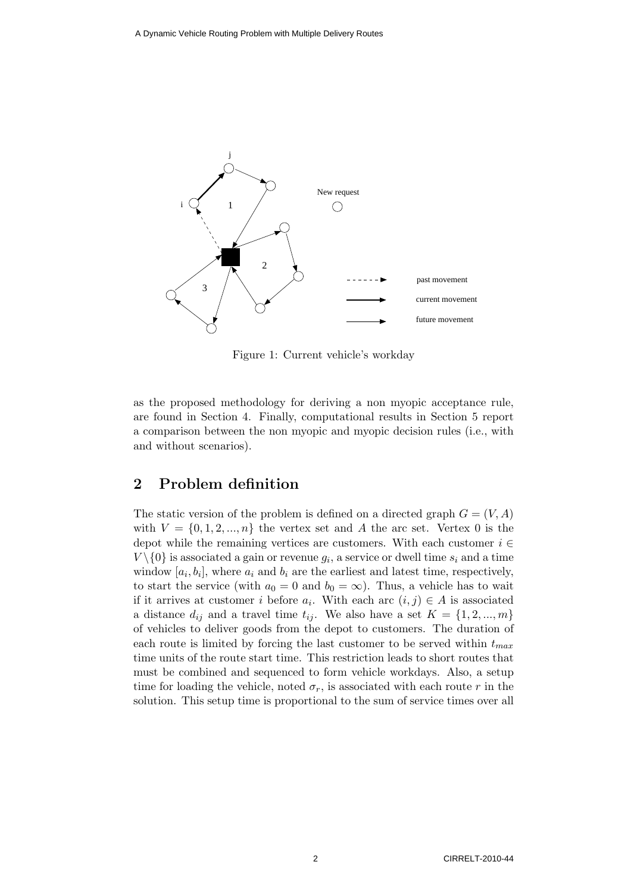Figure 1: Current vehicle's workday

as the proposed methodology for deriving a non myopic acceptance rule, are found in Section 4. Finally, computational results in Section 5 report a comparison between the non myopic and myopic decision rules (i.e., with and without scenarios).

## 2 Problem definition

The static version of the problem is defined on a directed graph $G = (V, A)$ with $V = \{0, 1, 2, ..., n\}$ the vertex set and $A$ the arc set. Vertex 0 is the depot while the remaining vertices are customers. With each customer $i \in V \setminus \{0\}$ is associated a gain or revenue $g_i$, a service or dwell time $s_i$ and a time window $[a_i, b_i]$, where $a_i$ and $b_i$ are the earliest and latest time, respectively, to start the service (with $a_0 = 0$ and $b_0 = \infty$). Thus, a vehicle has to wait if it arrives at customer $i$ before $a_i$. With each arc $(i, j) \in A$ is associated a distance $d_{ij}$ and a travel time $t_{ij}$. We also have a set $K = \{1, 2, ..., m\}$ of vehicles to deliver goods from the depot to customers. The duration of each route is limited by forcing the last customer to be served within $t_{max}$ time units of the route start time. This restriction leads to short routes that must be combined and sequenced to form vehicle workdays. Also, a setup time for loading the vehicle, noted $\sigma_r$, is associated with each route $r$ in the solution. This setup time is proportional to the sum of service times over all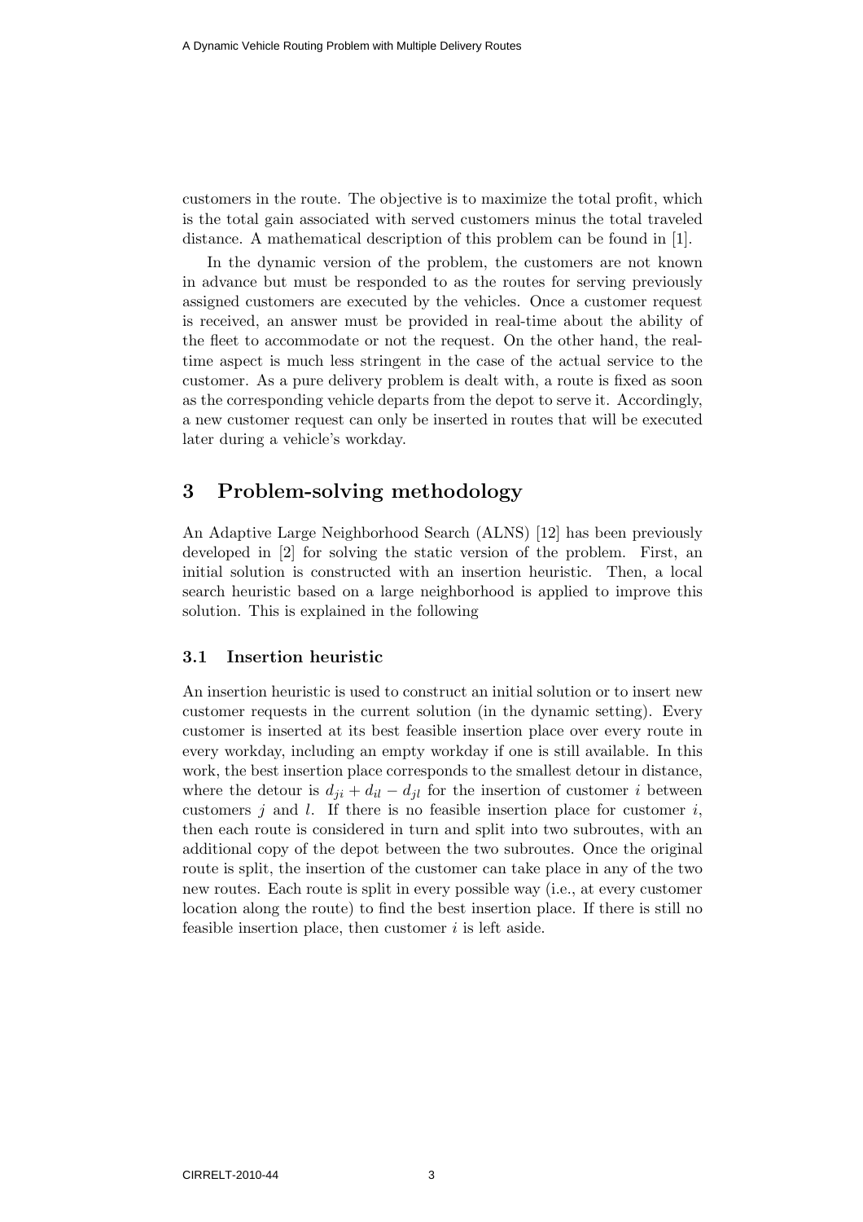customers in the route. The objective is to maximize the total profit, which is the total gain associated with served customers minus the total traveled distance. A mathematical description of this problem can be found in [1].

In the dynamic version of the problem, the customers are not known in advance but must be responded to as the routes for serving previously assigned customers are executed by the vehicles. Once a customer request is received, an answer must be provided in real-time about the ability of the fleet to accommodate or not the request. On the other hand, the real-time aspect is much less stringent in the case of the actual service to the customer. As a pure delivery problem is dealt with, a route is fixed as soon as the corresponding vehicle departs from the depot to serve it. Accordingly, a new customer request can only be inserted in routes that will be executed later during a vehicle's workday.

## 3 Problem-solving methodology

An Adaptive Large Neighborhood Search (ALNS) [12] has been previously developed in [2] for solving the static version of the problem. First, an initial solution is constructed with an insertion heuristic. Then, a local search heuristic based on a large neighborhood is applied to improve this solution. This is explained in the following

### 3.1 Insertion heuristic

An insertion heuristic is used to construct an initial solution or to insert new customer requests in the current solution (in the dynamic setting). Every customer is inserted at its best feasible insertion place over every route in every workday, including an empty workday if one is still available. In this work, the best insertion place corresponds to the smallest detour in distance, where the detour is $d_{ji} + d_{il} - d_{jl}$ for the insertion of customer $i$ between customers $j$ and $l$. If there is no feasible insertion place for customer $i$, then each route is considered in turn and split into two subroutes, with an additional copy of the depot between the two subroutes. Once the original route is split, the insertion of the customer can take place in any of the two new routes. Each route is split in every possible way (i.e., at every customer location along the route) to find the best insertion place. If there is still no feasible insertion place, then customer $i$ is left aside.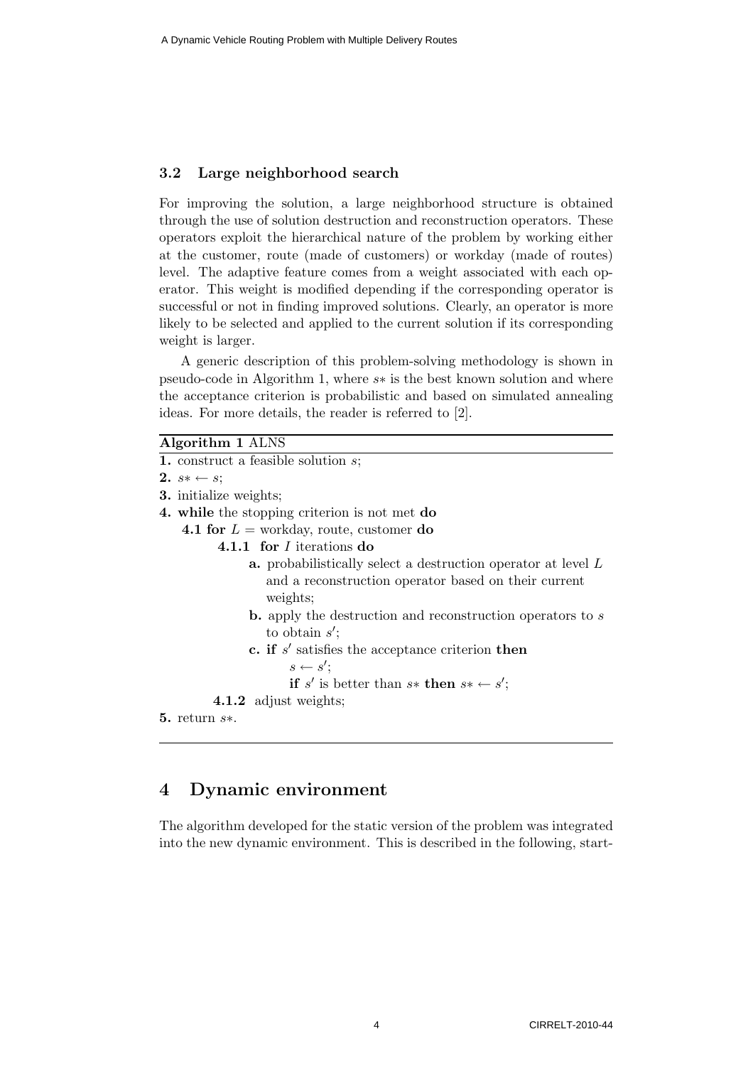### 3.2 Large neighborhood search

For improving the solution, a large neighborhood structure is obtained through the use of solution destruction and reconstruction operators. These operators exploit the hierarchical nature of the problem by working either at the customer, route (made of customers) or workday (made of routes) level. The adaptive feature comes from a weight associated with each operator. This weight is modified depending if the corresponding operator is successful or not in finding improved solutions. Clearly, an operator is more likely to be selected and applied to the current solution if its corresponding weight is larger.

A generic description of this problem-solving methodology is shown in pseudo-code in Algorithm 1, where $s*$ is the best known solution and where the acceptance criterion is probabilistic and based on simulated annealing ideas. For more details, the reader is referred to [2].

---

**Algorithm 1** ALNS

---

**1.** construct a feasible solution $s$;

**2.** $s* \leftarrow s$;

**3.** initialize weights;

**4. while** the stopping criterion is not met **do**

&nbsp;&nbsp;&nbsp;&nbsp;**4.1 for** $L$ = workday, route, customer **do**

&nbsp;&nbsp;&nbsp;&nbsp;&nbsp;&nbsp;&nbsp;&nbsp;**4.1.1 for** $I$ iterations **do**

&nbsp;&nbsp;&nbsp;&nbsp;&nbsp;&nbsp;&nbsp;&nbsp;&nbsp;&nbsp;&nbsp;&nbsp;**a.** probabilistically select a destruction operator at level $L$ and a reconstruction operator based on their current weights;

&nbsp;&nbsp;&nbsp;&nbsp;&nbsp;&nbsp;&nbsp;&nbsp;&nbsp;&nbsp;&nbsp;&nbsp;**b.** apply the destruction and reconstruction operators to $s$ to obtain $s'$;

&nbsp;&nbsp;&nbsp;&nbsp;&nbsp;&nbsp;&nbsp;&nbsp;&nbsp;&nbsp;&nbsp;&nbsp;**c. if** $s'$ satisfies the acceptance criterion **then**

&nbsp;&nbsp;&nbsp;&nbsp;&nbsp;&nbsp;&nbsp;&nbsp;&nbsp;&nbsp;&nbsp;&nbsp;&nbsp;&nbsp;&nbsp;&nbsp;$s \leftarrow s'$;

&nbsp;&nbsp;&nbsp;&nbsp;&nbsp;&nbsp;&nbsp;&nbsp;&nbsp;&nbsp;&nbsp;&nbsp;&nbsp;&nbsp;&nbsp;&nbsp;**if** $s'$ is better than $s*$ **then** $s* \leftarrow s'$;

&nbsp;&nbsp;&nbsp;&nbsp;&nbsp;&nbsp;&nbsp;&nbsp;**4.1.2** adjust weights;

**5.** return $s*$.

---

## 4 Dynamic environment

The algorithm developed for the static version of the problem was integrated into the new dynamic environment. This is described in the following, start-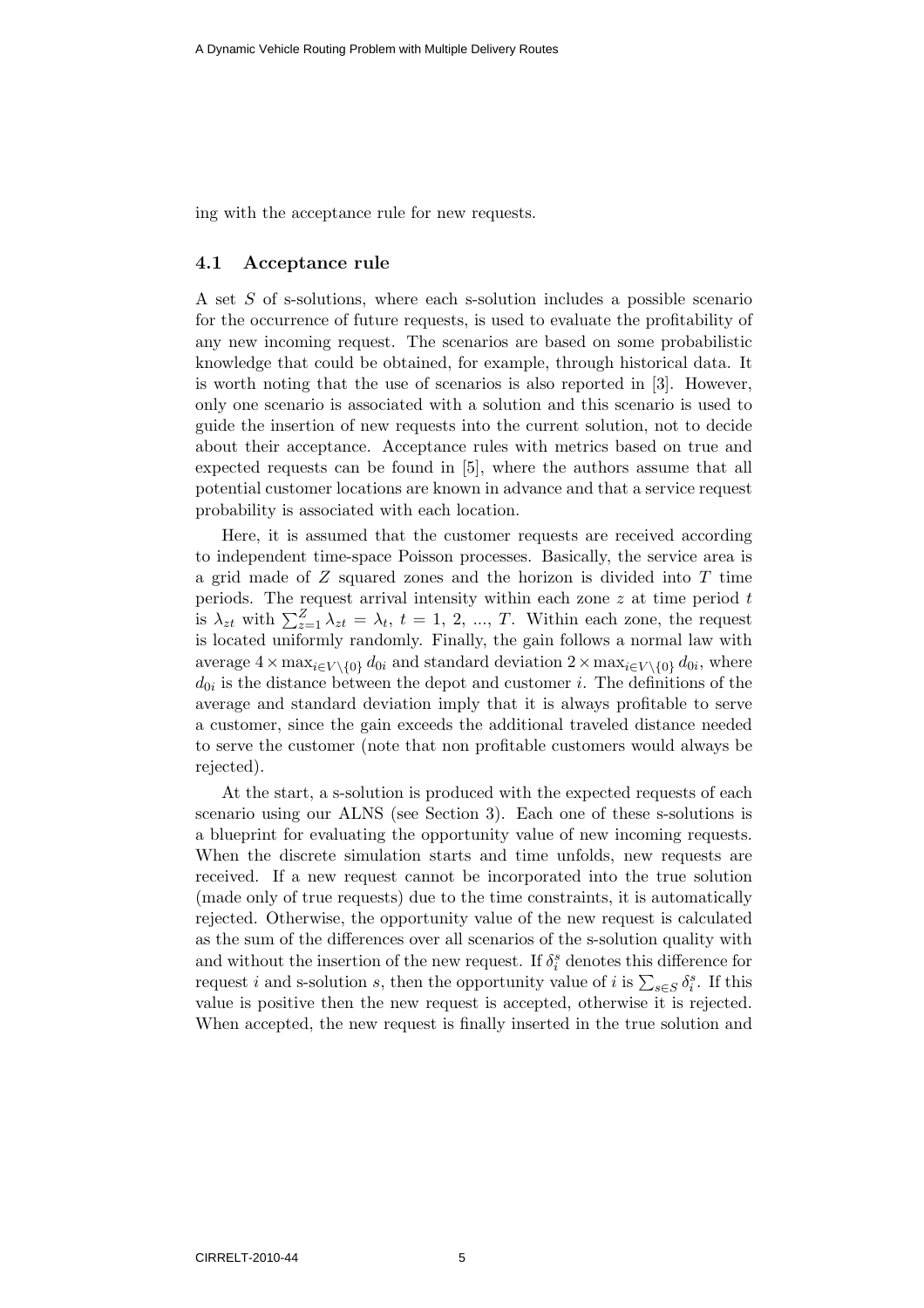ing with the acceptance rule for new requests.

### 4.1 Acceptance rule

A set $S$ of s-solutions, where each s-solution includes a possible scenario for the occurrence of future requests, is used to evaluate the profitability of any new incoming request. The scenarios are based on some probabilistic knowledge that could be obtained, for example, through historical data. It is worth noting that the use of scenarios is also reported in [3]. However, only one scenario is associated with a solution and this scenario is used to guide the insertion of new requests into the current solution, not to decide about their acceptance. Acceptance rules with metrics based on true and expected requests can be found in [5], where the authors assume that all potential customer locations are known in advance and that a service request probability is associated with each location.

Here, it is assumed that the customer requests are received according to independent time-space Poisson processes. Basically, the service area is a grid made of $Z$ squared zones and the horizon is divided into $T$ time periods. The request arrival intensity within each zone $z$ at time period $t$ is $\lambda_{zt}$ with $\sum_{z=1}^{Z} \lambda_{zt} = \lambda_t$, $t = 1, 2, ..., T$. Within each zone, the request is located uniformly randomly. Finally, the gain follows a normal law with average $4 \times \max_{i \in V \setminus \{0\}} d_{0i}$ and standard deviation $2 \times \max_{i \in V \setminus \{0\}} d_{0i}$, where $d_{0i}$ is the distance between the depot and customer $i$. The definitions of the average and standard deviation imply that it is always profitable to serve a customer, since the gain exceeds the additional traveled distance needed to serve the customer (note that non profitable customers would always be rejected).

At the start, a s-solution is produced with the expected requests of each scenario using our ALNS (see Section 3). Each one of these s-solutions is a blueprint for evaluating the opportunity value of new incoming requests. When the discrete simulation starts and time unfolds, new requests are received. If a new request cannot be incorporated into the true solution (made only of true requests) due to the time constraints, it is automatically rejected. Otherwise, the opportunity value of the new request is calculated as the sum of the differences over all scenarios of the s-solution quality with and without the insertion of the new request. If $\delta_i^s$ denotes this difference for request $i$ and s-solution $s$, then the opportunity value of $i$ is $\sum_{s \in S} \delta_i^s$. If this value is positive then the new request is accepted, otherwise it is rejected. When accepted, the new request is finally inserted in the true solution and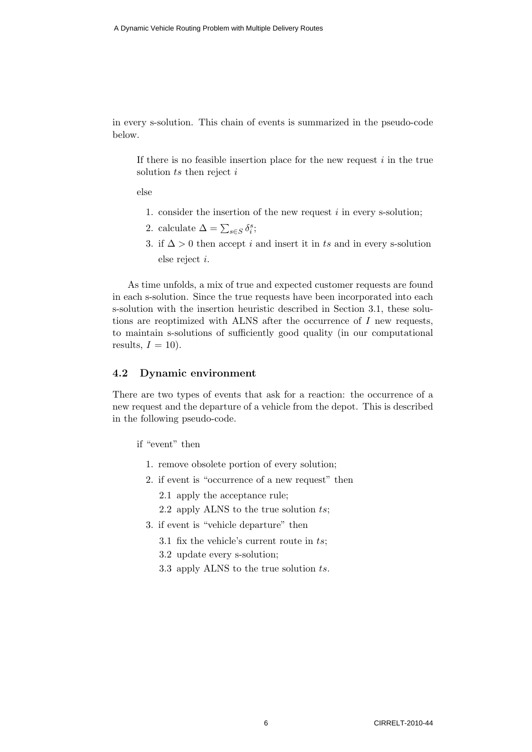in every s-solution. This chain of events is summarized in the pseudo-code below.

> If there is no feasible insertion place for the new request $i$ in the true solution $ts$ then reject $i$
>
> else
>
> 1. consider the insertion of the new request $i$ in every s-solution;
> 2. calculate $\Delta = \sum_{s \in S} \delta_i^s$;
> 3. if $\Delta > 0$ then accept $i$ and insert it in $ts$ and in every s-solution else reject $i$.

As time unfolds, a mix of true and expected customer requests are found in each s-solution. Since the true requests have been incorporated into each s-solution with the insertion heuristic described in Section 3.1, these solutions are reoptimized with ALNS after the occurrence of $I$ new requests, to maintain s-solutions of sufficiently good quality (in our computational results, $I = 10$).

### 4.2 Dynamic environment

There are two types of events that ask for a reaction: the occurrence of a new request and the departure of a vehicle from the depot. This is described in the following pseudo-code.

> if "event" then
>
> 1. remove obsolete portion of every solution;
> 2. if event is "occurrence of a new request" then
>    - 2.1 apply the acceptance rule;
>    - 2.2 apply ALNS to the true solution $ts$;
> 3. if event is "vehicle departure" then
>    - 3.1 fix the vehicle's current route in $ts$;
>    - 3.2 update every s-solution;
>    - 3.3 apply ALNS to the true solution $ts$.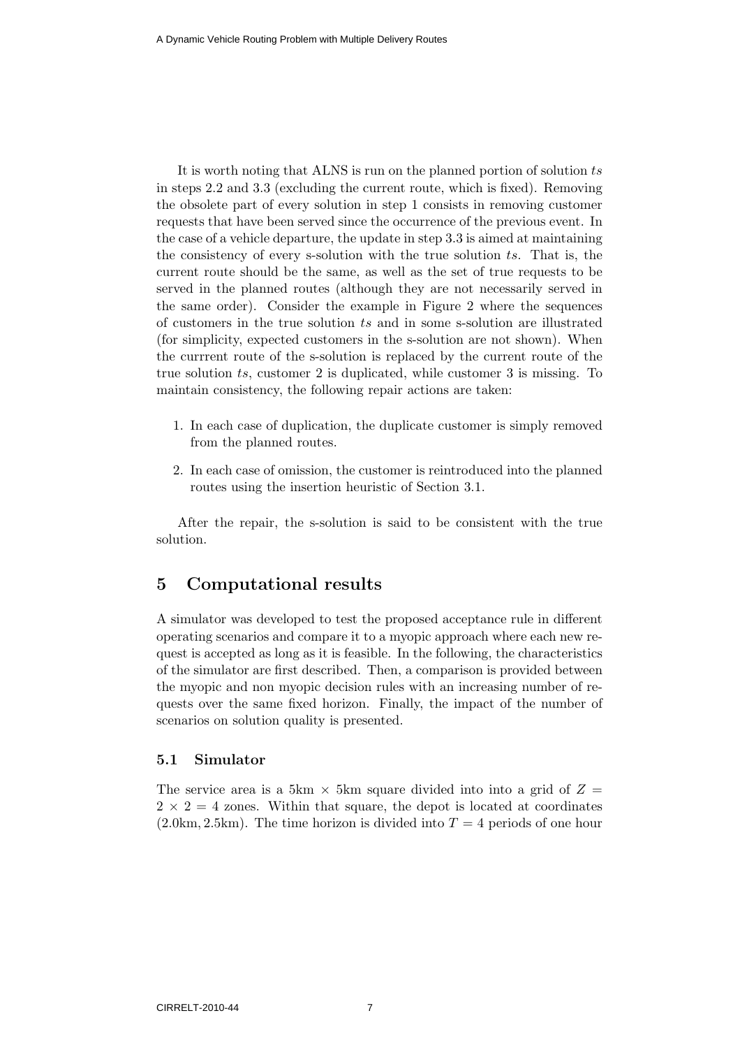It is worth noting that ALNS is run on the planned portion of solution $ts$ in steps 2.2 and 3.3 (excluding the current route, which is fixed). Removing the obsolete part of every solution in step 1 consists in removing customer requests that have been served since the occurrence of the previous event. In the case of a vehicle departure, the update in step 3.3 is aimed at maintaining the consistency of every s-solution with the true solution $ts$. That is, the current route should be the same, as well as the set of true requests to be served in the planned routes (although they are not necessarily served in the same order). Consider the example in Figure 2 where the sequences of customers in the true solution $ts$ and in some s-solution are illustrated (for simplicity, expected customers in the s-solution are not shown). When the currrent route of the s-solution is replaced by the current route of the true solution $ts$, customer 2 is duplicated, while customer 3 is missing. To maintain consistency, the following repair actions are taken:

1. In each case of duplication, the duplicate customer is simply removed from the planned routes.
2. In each case of omission, the customer is reintroduced into the planned routes using the insertion heuristic of Section 3.1.

After the repair, the s-solution is said to be consistent with the true solution.

# 5 Computational results

A simulator was developed to test the proposed acceptance rule in different operating scenarios and compare it to a myopic approach where each new request is accepted as long as it is feasible. In the following, the characteristics of the simulator are first described. Then, a comparison is provided between the myopic and non myopic decision rules with an increasing number of requests over the same fixed horizon. Finally, the impact of the number of scenarios on solution quality is presented.

## 5.1 Simulator

The service area is a 5km $\times$ 5km square divided into into a grid of $Z = 2 \times 2 = 4$ zones. Within that square, the depot is located at coordinates (2.0km, 2.5km). The time horizon is divided into $T = 4$ periods of one hour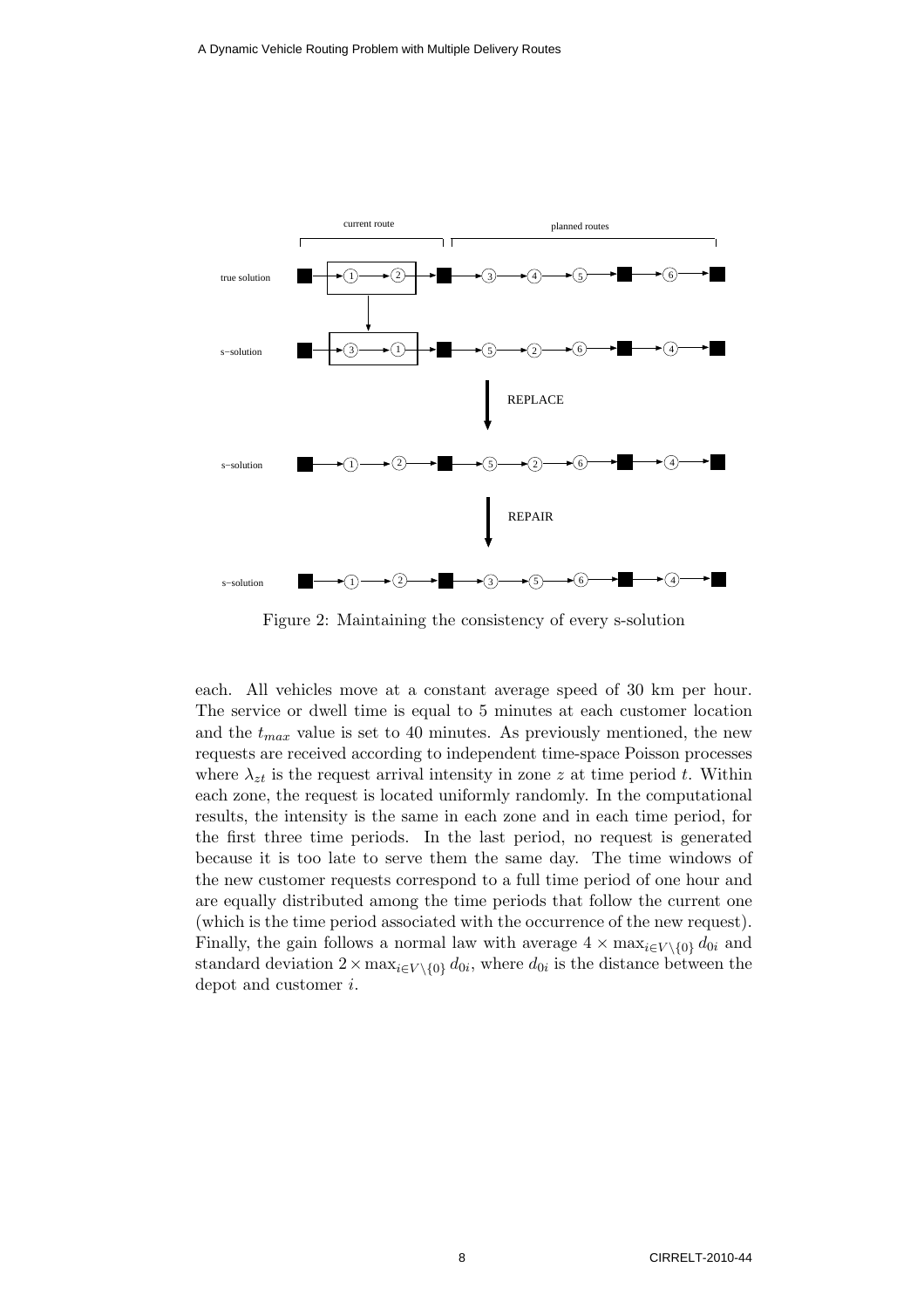Figure 2: Maintaining the consistency of every s-solution

each. All vehicles move at a constant average speed of 30 km per hour. The service or dwell time is equal to 5 minutes at each customer location and the $t_{max}$ value is set to 40 minutes. As previously mentioned, the new requests are received according to independent time-space Poisson processes where $\lambda_{zt}$ is the request arrival intensity in zone $z$ at time period $t$. Within each zone, the request is located uniformly randomly. In the computational results, the intensity is the same in each zone and in each time period, for the first three time periods. In the last period, no request is generated because it is too late to serve them the same day. The time windows of the new customer requests correspond to a full time period of one hour and are equally distributed among the time periods that follow the current one (which is the time period associated with the occurrence of the new request). Finally, the gain follows a normal law with average $4 \times \max_{i \in V \setminus \{0\}} d_{0i}$ and standard deviation $2 \times \max_{i \in V \setminus \{0\}} d_{0i}$, where $d_{0i}$ is the distance between the depot and customer $i$.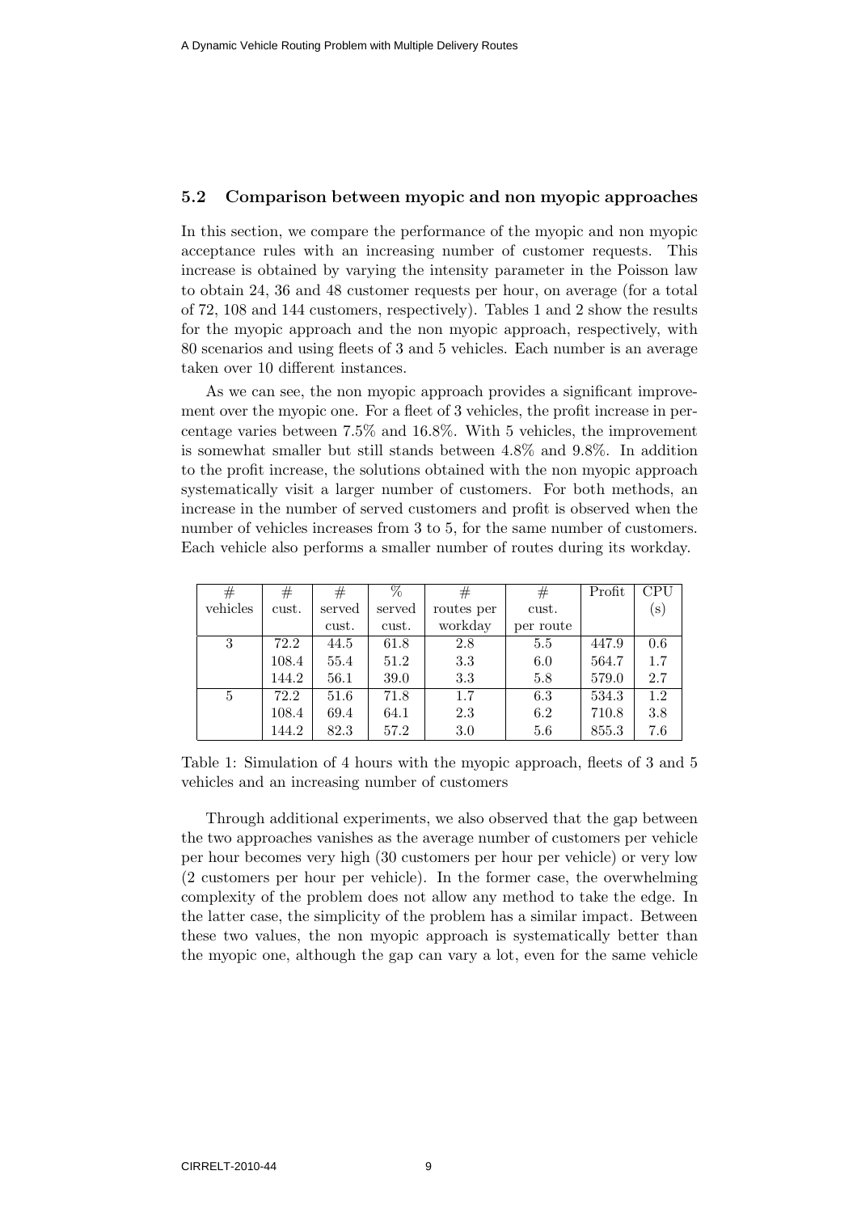### 5.2 Comparison between myopic and non myopic approaches

In this section, we compare the performance of the myopic and non myopic acceptance rules with an increasing number of customer requests. This increase is obtained by varying the intensity parameter in the Poisson law to obtain 24, 36 and 48 customer requests per hour, on average (for a total of 72, 108 and 144 customers, respectively). Tables 1 and 2 show the results for the myopic approach and the non myopic approach, respectively, with 80 scenarios and using fleets of 3 and 5 vehicles. Each number is an average taken over 10 different instances.

As we can see, the non myopic approach provides a significant improvement over the myopic one. For a fleet of 3 vehicles, the profit increase in percentage varies between 7.5% and 16.8%. With 5 vehicles, the improvement is somewhat smaller but still stands between 4.8% and 9.8%. In addition to the profit increase, the solutions obtained with the non myopic approach systematically visit a larger number of customers. For both methods, an increase in the number of served customers and profit is observed when the number of vehicles increases from 3 to 5, for the same number of customers. Each vehicle also performs a smaller number of routes during its workday.

| # vehicles | # cust. | # served cust. | % served cust. | # routes per workday | # cust. per route | Profit | CPU (s) |
|---|---|---|---|---|---|---|---|
| 3 | 72.2 | 44.5 | 61.8 | 2.8 | 5.5 | 447.9 | 0.6 |
| | 108.4 | 55.4 | 51.2 | 3.3 | 6.0 | 564.7 | 1.7 |
| | 144.2 | 56.1 | 39.0 | 3.3 | 5.8 | 579.0 | 2.7 |
| 5 | 72.2 | 51.6 | 71.8 | 1.7 | 6.3 | 534.3 | 1.2 |
| | 108.4 | 69.4 | 64.1 | 2.3 | 6.2 | 710.8 | 3.8 |
| | 144.2 | 82.3 | 57.2 | 3.0 | 5.6 | 855.3 | 7.6 |

Table 1: Simulation of 4 hours with the myopic approach, fleets of 3 and 5 vehicles and an increasing number of customers

Through additional experiments, we also observed that the gap between the two approaches vanishes as the average number of customers per vehicle per hour becomes very high (30 customers per hour per vehicle) or very low (2 customers per hour per vehicle). In the former case, the overwhelming complexity of the problem does not allow any method to take the edge. In the latter case, the simplicity of the problem has a similar impact. Between these two values, the non myopic approach is systematically better than the myopic one, although the gap can vary a lot, even for the same vehicle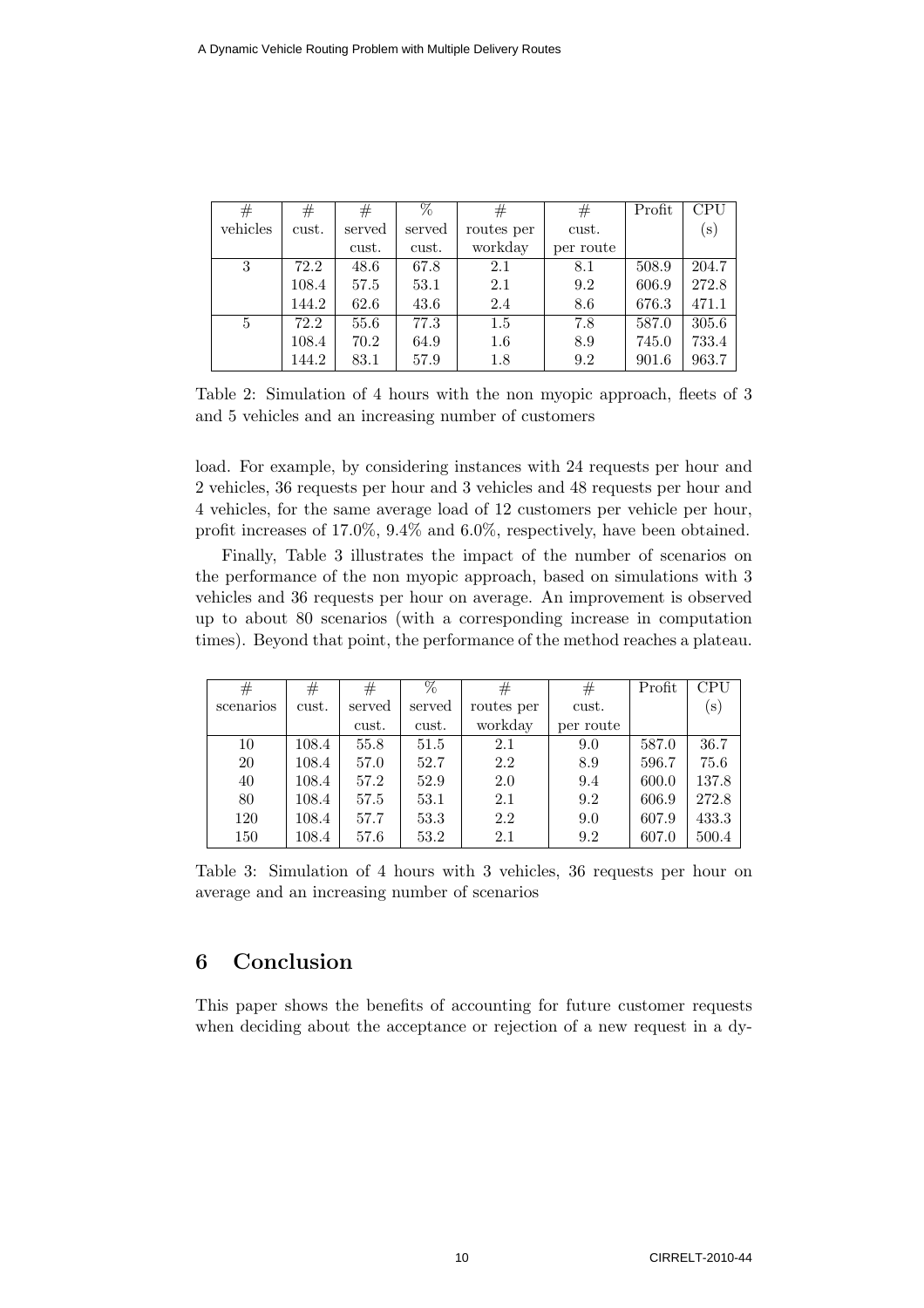| # vehicles | # cust. | # served cust. | % served cust. | # routes per workday | # cust. per route | Profit | CPU (s) |
|---|---|---|---|---|---|---|---|
| 3 | 72.2 | 48.6 | 67.8 | 2.1 | 8.1 | 508.9 | 204.7 |
| | 108.4 | 57.5 | 53.1 | 2.1 | 9.2 | 606.9 | 272.8 |
| | 144.2 | 62.6 | 43.6 | 2.4 | 8.6 | 676.3 | 471.1 |
| 5 | 72.2 | 55.6 | 77.3 | 1.5 | 7.8 | 587.0 | 305.6 |
| | 108.4 | 70.2 | 64.9 | 1.6 | 8.9 | 745.0 | 733.4 |
| | 144.2 | 83.1 | 57.9 | 1.8 | 9.2 | 901.6 | 963.7 |

Table 2: Simulation of 4 hours with the non myopic approach, fleets of 3 and 5 vehicles and an increasing number of customers

load. For example, by considering instances with 24 requests per hour and 2 vehicles, 36 requests per hour and 3 vehicles and 48 requests per hour and 4 vehicles, for the same average load of 12 customers per vehicle per hour, profit increases of 17.0%, 9.4% and 6.0%, respectively, have been obtained.

Finally, Table 3 illustrates the impact of the number of scenarios on the performance of the non myopic approach, based on simulations with 3 vehicles and 36 requests per hour on average. An improvement is observed up to about 80 scenarios (with a corresponding increase in computation times). Beyond that point, the performance of the method reaches a plateau.

| # scenarios | # cust. | # served cust. | % served cust. | # routes per workday | # cust. per route | Profit | CPU (s) |
|---|---|---|---|---|---|---|---|
| 10 | 108.4 | 55.8 | 51.5 | 2.1 | 9.0 | 587.0 | 36.7 |
| 20 | 108.4 | 57.0 | 52.7 | 2.2 | 8.9 | 596.7 | 75.6 |
| 40 | 108.4 | 57.2 | 52.9 | 2.0 | 9.4 | 600.0 | 137.8 |
| 80 | 108.4 | 57.5 | 53.1 | 2.1 | 9.2 | 606.9 | 272.8 |
| 120 | 108.4 | 57.7 | 53.3 | 2.2 | 9.0 | 607.9 | 433.3 |
| 150 | 108.4 | 57.6 | 53.2 | 2.1 | 9.2 | 607.0 | 500.4 |

Table 3: Simulation of 4 hours with 3 vehicles, 36 requests per hour on average and an increasing number of scenarios

## 6 Conclusion

This paper shows the benefits of accounting for future customer requests when deciding about the acceptance or rejection of a new request in a dy-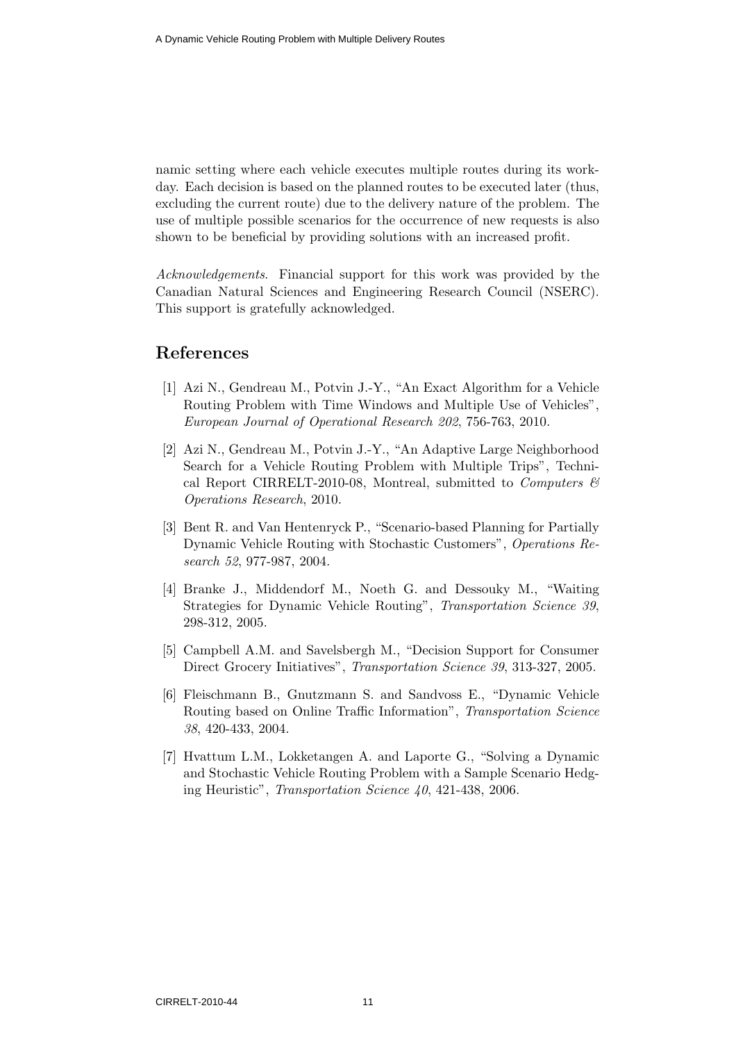namic setting where each vehicle executes multiple routes during its workday. Each decision is based on the planned routes to be executed later (thus, excluding the current route) due to the delivery nature of the problem. The use of multiple possible scenarios for the occurrence of new requests is also shown to be beneficial by providing solutions with an increased profit.

*Acknowledgements*. Financial support for this work was provided by the Canadian Natural Sciences and Engineering Research Council (NSERC). This support is gratefully acknowledged.

# References

[1] Azi N., Gendreau M., Potvin J.-Y., "An Exact Algorithm for a Vehicle Routing Problem with Time Windows and Multiple Use of Vehicles", *European Journal of Operational Research 202*, 756-763, 2010.

[2] Azi N., Gendreau M., Potvin J.-Y., "An Adaptive Large Neighborhood Search for a Vehicle Routing Problem with Multiple Trips", Technical Report CIRRELT-2010-08, Montreal, submitted to *Computers & Operations Research*, 2010.

[3] Bent R. and Van Hentenryck P., "Scenario-based Planning for Partially Dynamic Vehicle Routing with Stochastic Customers", *Operations Research 52*, 977-987, 2004.

[4] Branke J., Middendorf M., Noeth G. and Dessouky M., "Waiting Strategies for Dynamic Vehicle Routing", *Transportation Science 39*, 298-312, 2005.

[5] Campbell A.M. and Savelsbergh M., "Decision Support for Consumer Direct Grocery Initiatives", *Transportation Science 39*, 313-327, 2005.

[6] Fleischmann B., Gnutzmann S. and Sandvoss E., "Dynamic Vehicle Routing based on Online Traffic Information", *Transportation Science 38*, 420-433, 2004.

[7] Hvattum L.M., Lokketangen A. and Laporte G., "Solving a Dynamic and Stochastic Vehicle Routing Problem with a Sample Scenario Hedging Heuristic", *Transportation Science 40*, 421-438, 2006.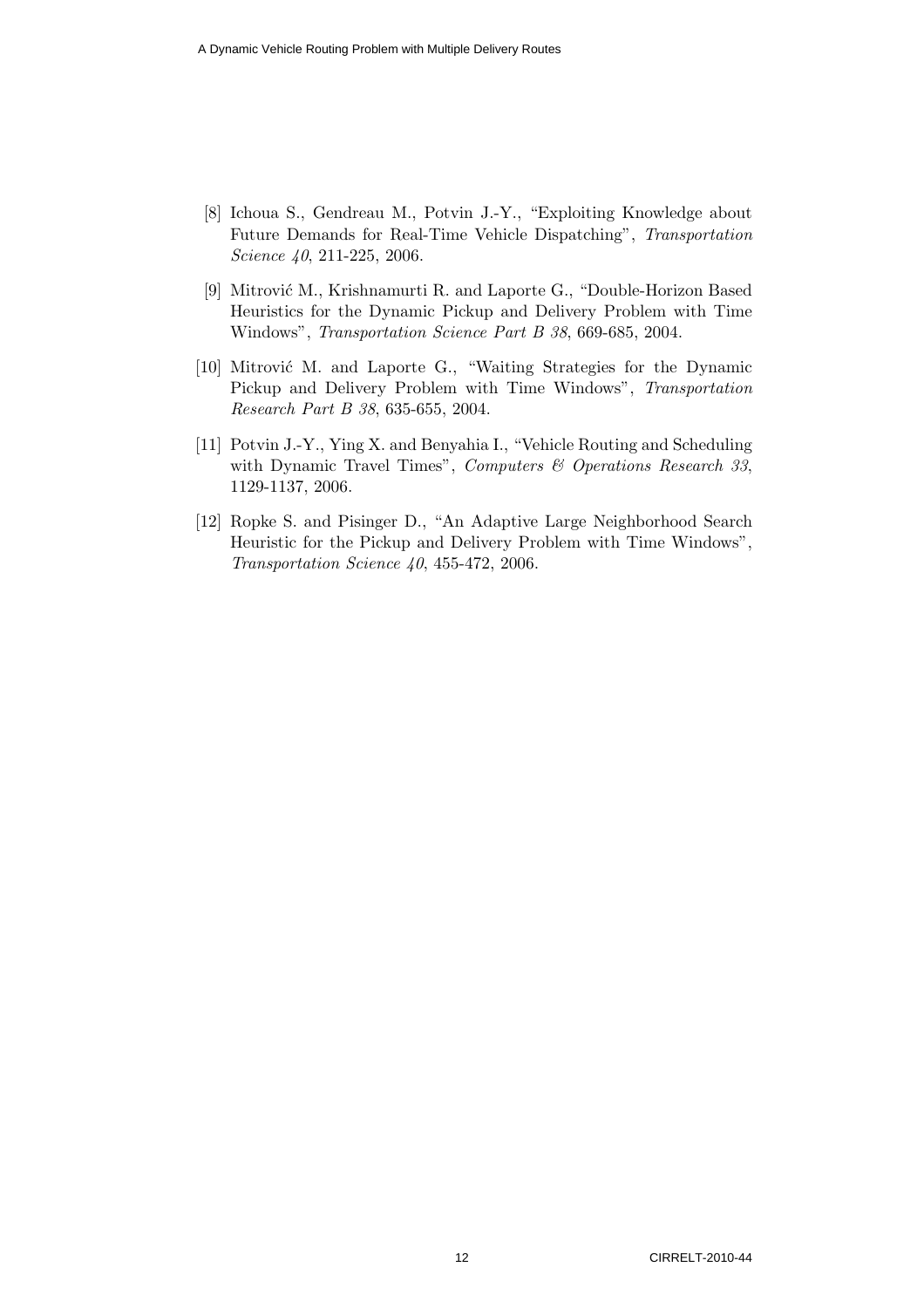[8] Ichoua S., Gendreau M., Potvin J.-Y., "Exploiting Knowledge about Future Demands for Real-Time Vehicle Dispatching", *Transportation Science 40*, 211-225, 2006.

[9] Mitrović M., Krishnamurti R. and Laporte G., "Double-Horizon Based Heuristics for the Dynamic Pickup and Delivery Problem with Time Windows", *Transportation Science Part B 38*, 669-685, 2004.

[10] Mitrović M. and Laporte G., "Waiting Strategies for the Dynamic Pickup and Delivery Problem with Time Windows", *Transportation Research Part B 38*, 635-655, 2004.

[11] Potvin J.-Y., Ying X. and Benyahia I., "Vehicle Routing and Scheduling with Dynamic Travel Times", *Computers & Operations Research 33*, 1129-1137, 2006.

[12] Ropke S. and Pisinger D., "An Adaptive Large Neighborhood Search Heuristic for the Pickup and Delivery Problem with Time Windows", *Transportation Science 40*, 455-472, 2006.